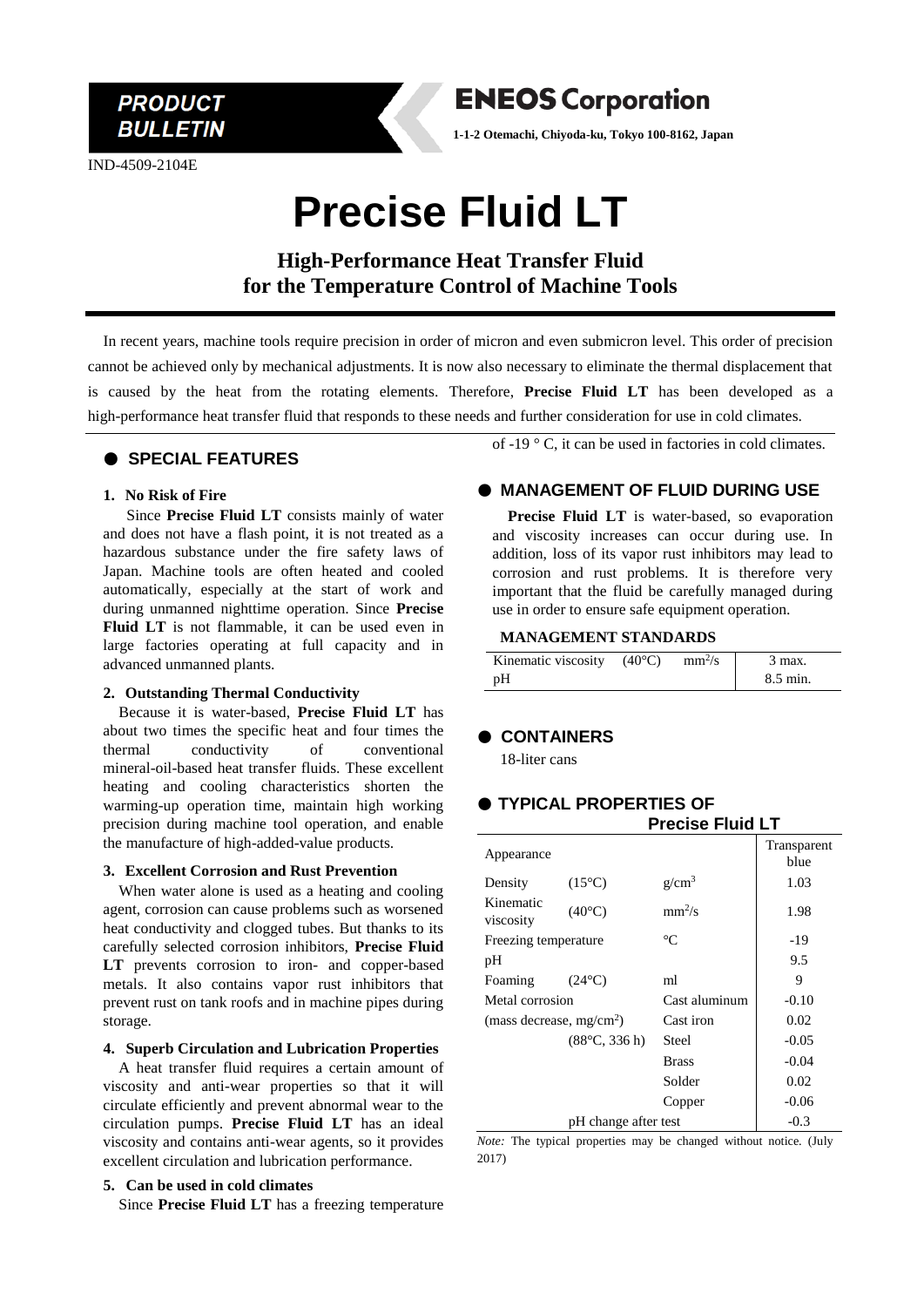PRODUCT BULLETIN

**ENEOS Corporation**

1-1-2 Otemachi, Chiyoda-ku, Tokyo 100-8162, Japan

IND-4509-2104E

# Precise Fluid LT

## High-Performance Heat Transfer Fluid for the Temperature Control of Machine Tools

In recent years, machine tools require precision in order of micron and even submicron level. This order of precision cannot be achieved only by mechanical adjustments. It is now also necessary to eliminate the thermal displacement that is caused by the heat from the rotating elements. Therefore, **Precise Fluid LT** has been developed as a high-performance heat transfer fluid that responds to these needs and further consideration for use in cold climates.

## ● SPECIAL FEATURES

### 1. No Risk of Fire

Since **Precise Fluid LT** consists mainly of water and does not have a flash point, it is not treated as a hazardous substance under the fire safety laws of Japan. Machine tools are often heated and cooled automatically, especially at the start of work and during unmanned nighttime operation. Since **Precise Fluid LT** is not flammable, it can be used even in large factories operating at full capacity and in advanced unmanned plants.

### 2. Outstanding Thermal Conductivity

Because it is water-based, **Precise Fluid LT** has about two times the specific heat and four times the thermal conductivity of conventional mineral-oil-based heat transfer fluids. These excellent heating and cooling characteristics shorten the warming-up operation time, maintain high working precision during machine tool operation, and enable the manufacture of high-added-value products.

### 3. Excellent Corrosion and Rust Prevention

When water alone is used as a heating and cooling agent, corrosion can cause problems such as worsened heat conductivity and clogged tubes. But thanks to its carefully selected corrosion inhibitors, **Precise Fluid LT** prevents corrosion to iron- and copper-based metals. It also contains vapor rust inhibitors that prevent rust on tank roofs and in machine pipes during storage.

### 4. Superb Circulation and Lubrication Properties

A heat transfer fluid requires a certain amount of viscosity and anti-wear properties so that it will circulate efficiently and prevent abnormal wear to the circulation pumps. **Precise Fluid LT** has an ideal viscosity and contains anti-wear agents, so it provides excellent circulation and lubrication performance.

### 5. Can be used in cold climates

Since **Precise Fluid LT** has a freezing temperature of -19 ° C, it can be used in factories in cold climates.

## ● MANAGEMENT OF FLUID DURING USE

**Precise Fluid LT** is water-based, so evaporation and viscosity increases can occur during use. In addition, loss of its vapor rust inhibitors may lead to corrosion and rust problems. It is therefore very important that the fluid be carefully managed during use in order to ensure safe equipment operation.

**MANAGEMENT STANDARDS**

| | | | |
|---|---|---|---|
| Kinematic viscosity | (40°C) | $mm^2/s$ | 3 max. |
| pH | | | 8.5 min. |

## ● CONTAINERS

18-liter cans

## ● TYPICAL PROPERTIES OF Precise Fluid LT

| | | | |
|---|---|---|---|
| Appearance | | | Transparent blue |
| Density | (15°C) | $g/cm^3$ | 1.03 |
| Kinematic viscosity | (40°C) | $mm^2/s$ | 1.98 |
| Freezing temperature | | °C | -19 |
| pH | | | 9.5 |
| Foaming | (24°C) | ml | 9 |
| Metal corrosion | | Cast aluminum | -0.10 |
| (mass decrease, $mg/cm^2$) | | Cast iron | 0.02 |
| | (88°C, 336 h) | Steel | -0.05 |
| | | Brass | -0.04 |
| | | Solder | 0.02 |
| | | Copper | -0.06 |
| pH change after test | | | -0.3 |

*Note:* The typical properties may be changed without notice. (July 2017)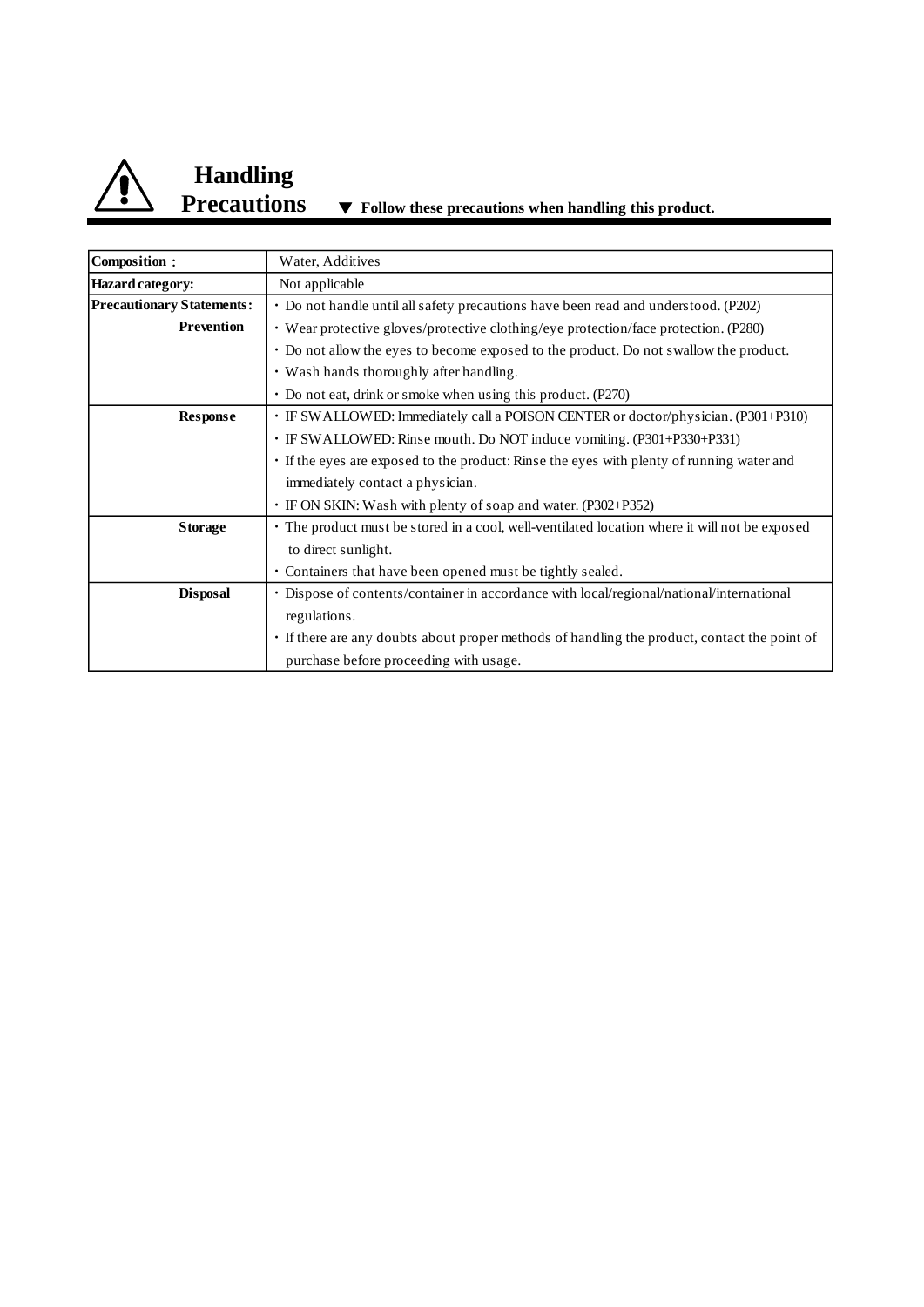# Handling Precautions

▼ **Follow these precautions when handling this product.**

| | |
|---|---|
| **Composition：** | Water, Additives |
| **Hazard category:** | Not applicable |
| **Precautionary Statements:** **Prevention** | ・Do not handle until all safety precautions have been read and understood. (P202)<br>・Wear protective gloves/protective clothing/eye protection/face protection. (P280)<br>・Do not allow the eyes to become exposed to the product. Do not swallow the product.<br>・Wash hands thoroughly after handling.<br>・Do not eat, drink or smoke when using this product. (P270) |
| **Response** | ・IF SWALLOWED: Immediately call a POISON CENTER or doctor/physician. (P301+P310)<br>・IF SWALLOWED: Rinse mouth. Do NOT induce vomiting. (P301+P330+P331)<br>・If the eyes are exposed to the product: Rinse the eyes with plenty of running water and immediately contact a physician.<br>・IF ON SKIN: Wash with plenty of soap and water. (P302+P352) |
| **Storage** | ・The product must be stored in a cool, well-ventilated location where it will not be exposed to direct sunlight.<br>・Containers that have been opened must be tightly sealed. |
| **Disposal** | ・Dispose of contents/container in accordance with local/regional/national/international regulations.<br>・If there are any doubts about proper methods of handling the product, contact the point of purchase before proceeding with usage. |